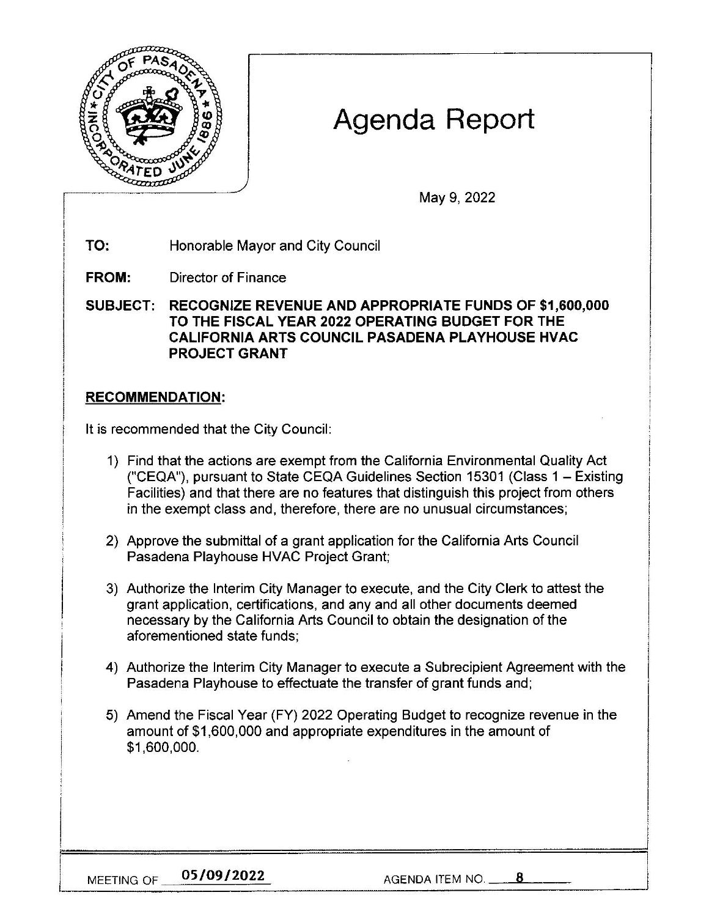# Agenda Report

May 9, 2022

**TO:** Honorable Mayor and City Council

**FROM:** Director of Finance

**SUBJECT: RECOGNIZE REVENUE AND APPROPRIATE FUNDS OF $1,600,000 TO THE FISCAL YEAR 2022 OPERATING BUDGET FOR THE CALIFORNIA ARTS COUNCIL PASADENA PLAYHOUSE HVAC PROJECT GRANT**

## RECOMMENDATION:

It is recommended that the City Council:

1) Find that the actions are exempt from the California Environmental Quality Act ("CEQA"), pursuant to State CEQA Guidelines Section 15301 (Class 1 – Existing Facilities) and that there are no features that distinguish this project from others in the exempt class and, therefore, there are no unusual circumstances;

2) Approve the submittal of a grant application for the California Arts Council Pasadena Playhouse HVAC Project Grant;

3) Authorize the Interim City Manager to execute, and the City Clerk to attest the grant application, certifications, and any and all other documents deemed necessary by the California Arts Council to obtain the designation of the aforementioned state funds;

4) Authorize the Interim City Manager to execute a Subrecipient Agreement with the Pasadena Playhouse to effectuate the transfer of grant funds and;

5) Amend the Fiscal Year (FY) 2022 Operating Budget to recognize revenue in the amount of $1,600,000 and appropriate expenditures in the amount of $1,600,000.

MEETING OF 05/09/2022 AGENDA ITEM NO. 8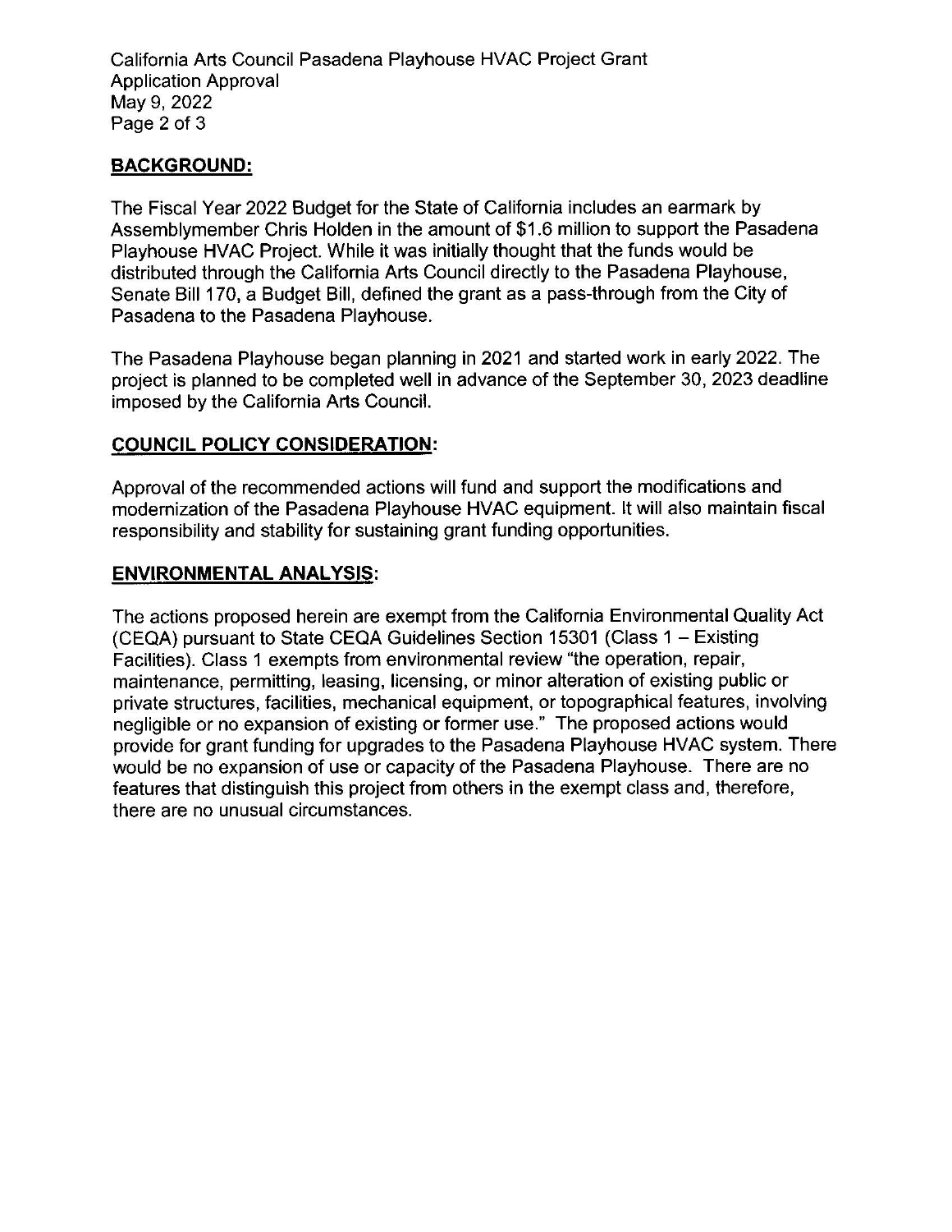## BACKGROUND:

The Fiscal Year 2022 Budget for the State of California includes an earmark by Assemblymember Chris Holden in the amount of $1.6 million to support the Pasadena Playhouse HVAC Project. While it was initially thought that the funds would be distributed through the California Arts Council directly to the Pasadena Playhouse, Senate Bill 170, a Budget Bill, defined the grant as a pass-through from the City of Pasadena to the Pasadena Playhouse.

The Pasadena Playhouse began planning in 2021 and started work in early 2022. The project is planned to be completed well in advance of the September 30, 2023 deadline imposed by the California Arts Council.

## COUNCIL POLICY CONSIDERATION:

Approval of the recommended actions will fund and support the modifications and modernization of the Pasadena Playhouse HVAC equipment. It will also maintain fiscal responsibility and stability for sustaining grant funding opportunities.

## ENVIRONMENTAL ANALYSIS:

The actions proposed herein are exempt from the California Environmental Quality Act (CEQA) pursuant to State CEQA Guidelines Section 15301 (Class 1 – Existing Facilities). Class 1 exempts from environmental review "the operation, repair, maintenance, permitting, leasing, licensing, or minor alteration of existing public or private structures, facilities, mechanical equipment, or topographical features, involving negligible or no expansion of existing or former use." The proposed actions would provide for grant funding for upgrades to the Pasadena Playhouse HVAC system. There would be no expansion of use or capacity of the Pasadena Playhouse. There are no features that distinguish this project from others in the exempt class and, therefore, there are no unusual circumstances.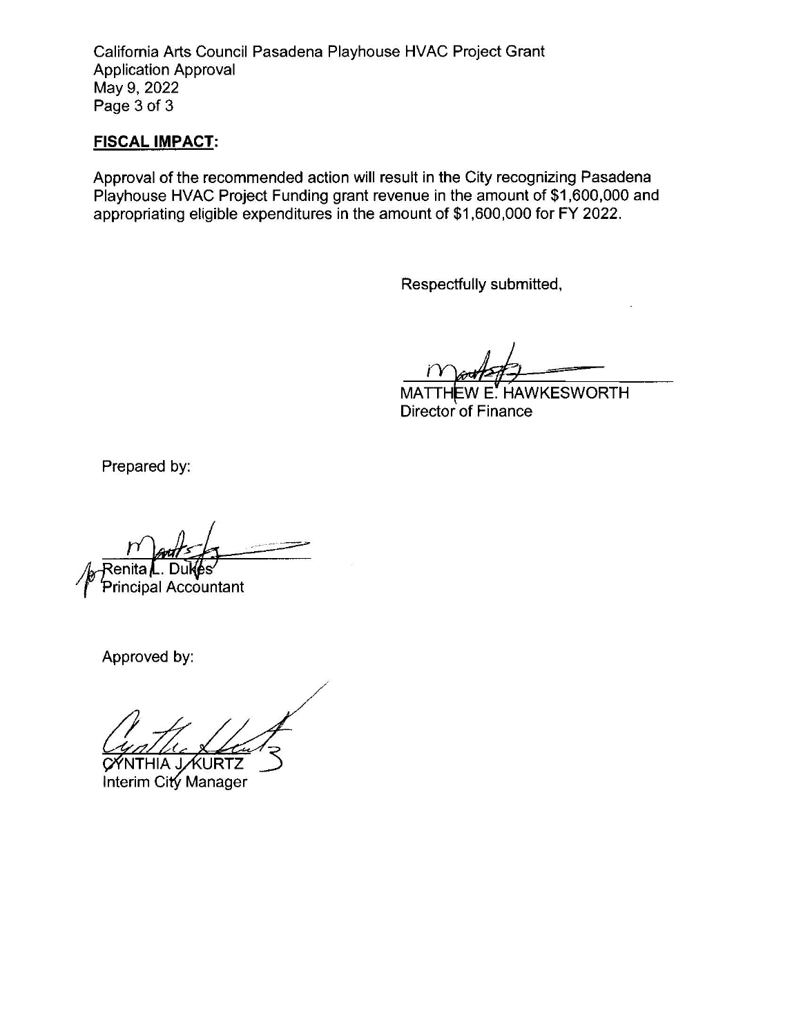## FISCAL IMPACT:

Approval of the recommended action will result in the City recognizing Pasadena Playhouse HVAC Project Funding grant revenue in the amount of $1,600,000 and appropriating eligible expenditures in the amount of $1,600,000 for FY 2022.

Respectfully submitted,

MATTHEW E. HAWKESWORTH
Director of Finance

Prepared by:

Renita L. Dukes
Principal Accountant

Approved by:

CYNTHIA J. KURTZ
Interim City Manager